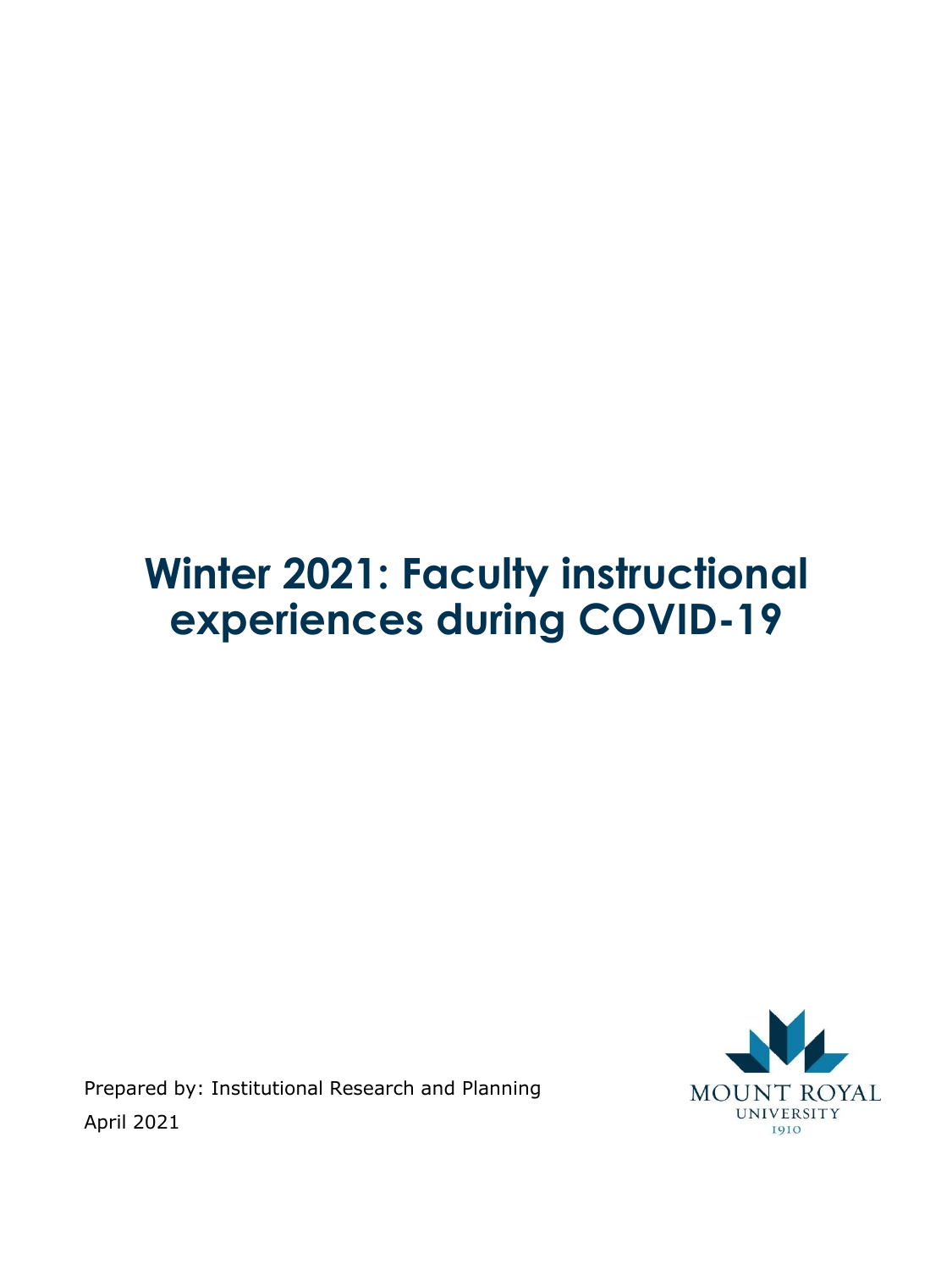# Winter 2021: Faculty instructional experiences during COVID-19

Prepared by: Institutional Research and Planning

April 2021

MOUNT ROYAL UNIVERSITY 1910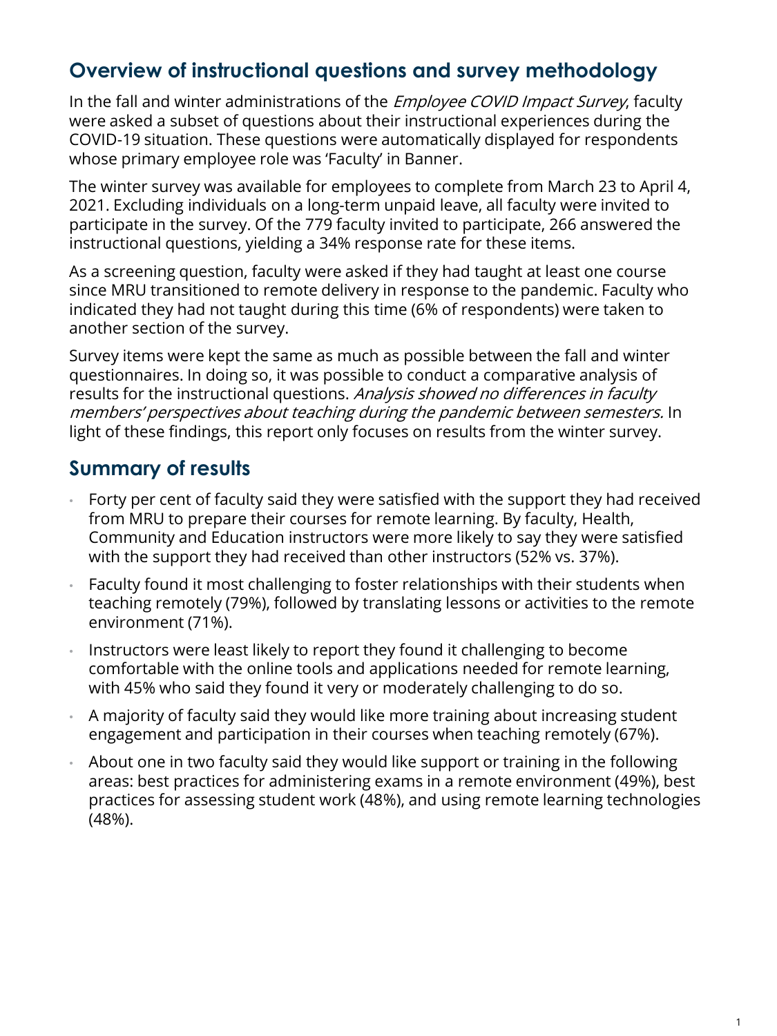## Overview of instructional questions and survey methodology

In the fall and winter administrations of the *Employee COVID Impact Survey*, faculty were asked a subset of questions about their instructional experiences during the COVID-19 situation. These questions were automatically displayed for respondents whose primary employee role was 'Faculty' in Banner.

The winter survey was available for employees to complete from March 23 to April 4, 2021. Excluding individuals on a long-term unpaid leave, all faculty were invited to participate in the survey. Of the 779 faculty invited to participate, 266 answered the instructional questions, yielding a 34% response rate for these items.

As a screening question, faculty were asked if they had taught at least one course since MRU transitioned to remote delivery in response to the pandemic. Faculty who indicated they had not taught during this time (6% of respondents) were taken to another section of the survey.

Survey items were kept the same as much as possible between the fall and winter questionnaires. In doing so, it was possible to conduct a comparative analysis of results for the instructional questions. *Analysis showed no differences in faculty members' perspectives about teaching during the pandemic between semesters.* In light of these findings, this report only focuses on results from the winter survey.

## Summary of results

- Forty per cent of faculty said they were satisfied with the support they had received from MRU to prepare their courses for remote learning. By faculty, Health, Community and Education instructors were more likely to say they were satisfied with the support they had received than other instructors (52% vs. 37%).
- Faculty found it most challenging to foster relationships with their students when teaching remotely (79%), followed by translating lessons or activities to the remote environment (71%).
- Instructors were least likely to report they found it challenging to become comfortable with the online tools and applications needed for remote learning, with 45% who said they found it very or moderately challenging to do so.
- A majority of faculty said they would like more training about increasing student engagement and participation in their courses when teaching remotely (67%).
- About one in two faculty said they would like support or training in the following areas: best practices for administering exams in a remote environment (49%), best practices for assessing student work (48%), and using remote learning technologies (48%).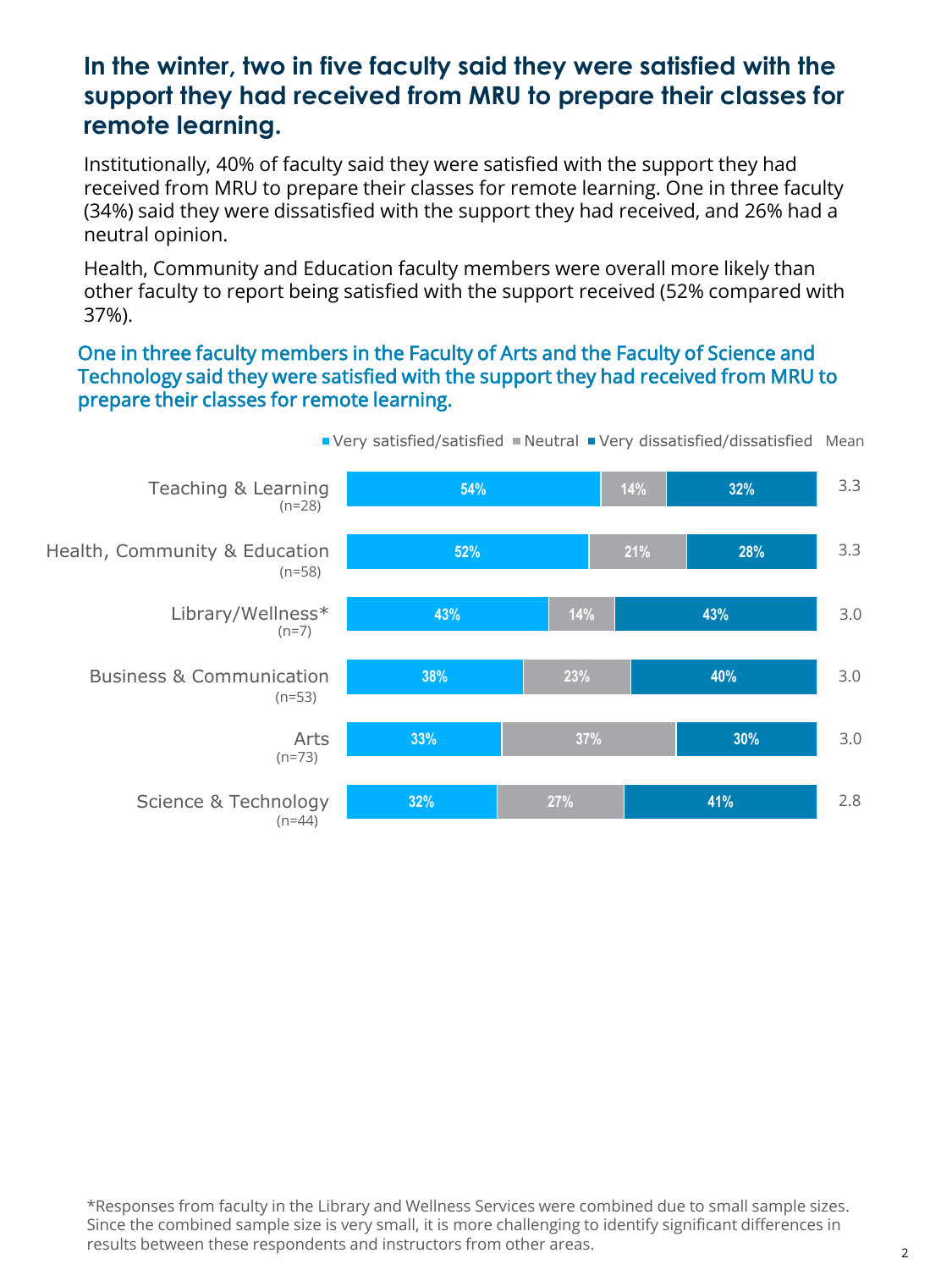## In the winter, two in five faculty said they were satisfied with the support they had received from MRU to prepare their classes for remote learning.

Institutionally, 40% of faculty said they were satisfied with the support they had received from MRU to prepare their classes for remote learning. One in three faculty (34%) said they were dissatisfied with the support they had received, and 26% had a neutral opinion.

Health, Community and Education faculty members were overall more likely than other faculty to report being satisfied with the support received (52% compared with 37%).

### One in three faculty members in the Faculty of Arts and the Faculty of Science and Technology said they were satisfied with the support they had received from MRU to prepare their classes for remote learning.

| | Very satisfied/satisfied | Neutral | Very dissatisfied/dissatisfied | Mean |
|---|---|---|---|---|
| Teaching & Learning (n=28) | 54% | 14% | 32% | 3.3 |
| Health, Community & Education (n=58) | 52% | 21% | 28% | 3.3 |
| Library/Wellness* (n=7) | 43% | 14% | 43% | 3.0 |
| Business & Communication (n=53) | 38% | 23% | 40% | 3.0 |
| Arts (n=73) | 33% | 37% | 30% | 3.0 |
| Science & Technology (n=44) | 32% | 27% | 41% | 2.8 |

*Responses from faculty in the Library and Wellness Services were combined due to small sample sizes. Since the combined sample size is very small, it is more challenging to identify significant differences in results between these respondents and instructors from other areas.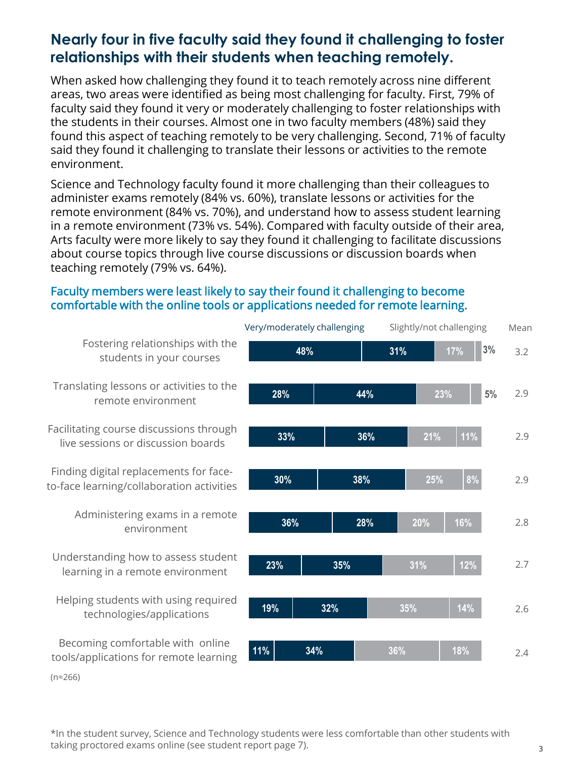## Nearly four in five faculty said they found it challenging to foster relationships with their students when teaching remotely.

When asked how challenging they found it to teach remotely across nine different areas, two areas were identified as being most challenging for faculty. First, 79% of faculty said they found it very or moderately challenging to foster relationships with the students in their courses. Almost one in two faculty members (48%) said they found this aspect of teaching remotely to be very challenging. Second, 71% of faculty said they found it challenging to translate their lessons or activities to the remote environment.

Science and Technology faculty found it more challenging than their colleagues to administer exams remotely (84% vs. 60%), translate lessons or activities for the remote environment (84% vs. 70%), and understand how to assess student learning in a remote environment (73% vs. 54%). Compared with faculty outside of their area, Arts faculty were more likely to say they found it challenging to facilitate discussions about course topics through live course discussions or discussion boards when teaching remotely (79% vs. 64%).

### Faculty members were least likely to say their found it challenging to become comfortable with the online tools or applications needed for remote learning.

| | Very/moderately challenging | | Slightly/not challenging | | Mean |
|---|---|---|---|---|---|
| Fostering relationships with the students in your courses | 48% | 31% | 17% | 3% | 3.2 |
| Translating lessons or activities to the remote environment | 28% | 44% | 23% | 5% | 2.9 |
| Facilitating course discussions through live sessions or discussion boards | 33% | 36% | 21% | 11% | 2.9 |
| Finding digital replacements for face-to-face learning/collaboration activities | 30% | 38% | 25% | 8% | 2.9 |
| Administering exams in a remote environment | 36% | 28% | 20% | 16% | 2.8 |
| Understanding how to assess student learning in a remote environment | 23% | 35% | 31% | 12% | 2.7 |
| Helping students with using required technologies/applications | 19% | 32% | 35% | 14% | 2.6 |
| Becoming comfortable with online tools/applications for remote learning | 11% | 34% | 36% | 18% | 2.4 |

(n≈266)

*In the student survey, Science and Technology students were less comfortable than other students with taking proctored exams online (see student report page 7).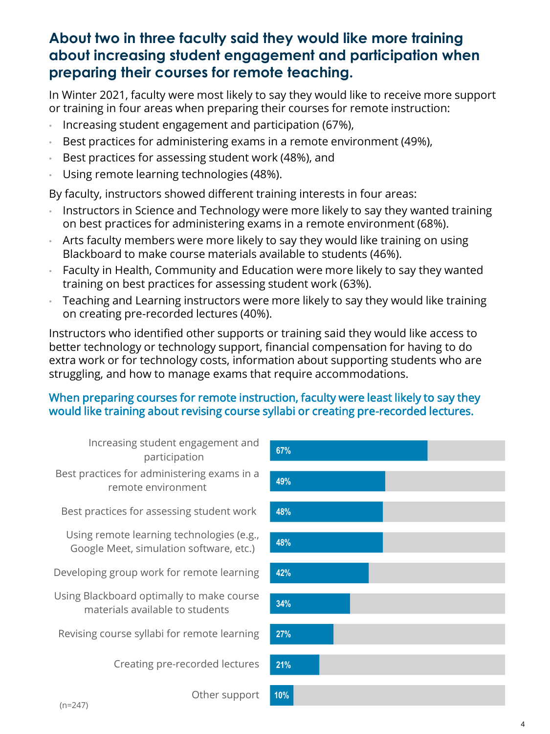## About two in three faculty said they would like more training about increasing student engagement and participation when preparing their courses for remote teaching.

In Winter 2021, faculty were most likely to say they would like to receive more support or training in four areas when preparing their courses for remote instruction:

- Increasing student engagement and participation (67%),
- Best practices for administering exams in a remote environment (49%),
- Best practices for assessing student work (48%), and
- Using remote learning technologies (48%).

By faculty, instructors showed different training interests in four areas:

- Instructors in Science and Technology were more likely to say they wanted training on best practices for administering exams in a remote environment (68%).
- Arts faculty members were more likely to say they would like training on using Blackboard to make course materials available to students (46%).
- Faculty in Health, Community and Education were more likely to say they wanted training on best practices for assessing student work (63%).
- Teaching and Learning instructors were more likely to say they would like training on creating pre-recorded lectures (40%).

Instructors who identified other supports or training said they would like access to better technology or technology support, financial compensation for having to do extra work or for technology costs, information about supporting students who are struggling, and how to manage exams that require accommodations.

### When preparing courses for remote instruction, faculty were least likely to say they would like training about revising course syllabi or creating pre-recorded lectures.

Increasing student engagement and participation 67%
Best practices for administering exams in a remote environment 49%
Best practices for assessing student work 48%
Using remote learning technologies (e.g., Google Meet, simulation software, etc.) 48%
Developing group work for remote learning 42%
Using Blackboard optimally to make course materials available to students 34%
Revising course syllabi for remote learning 27%
Creating pre-recorded lectures 21%
Other support 10%

(n=247)